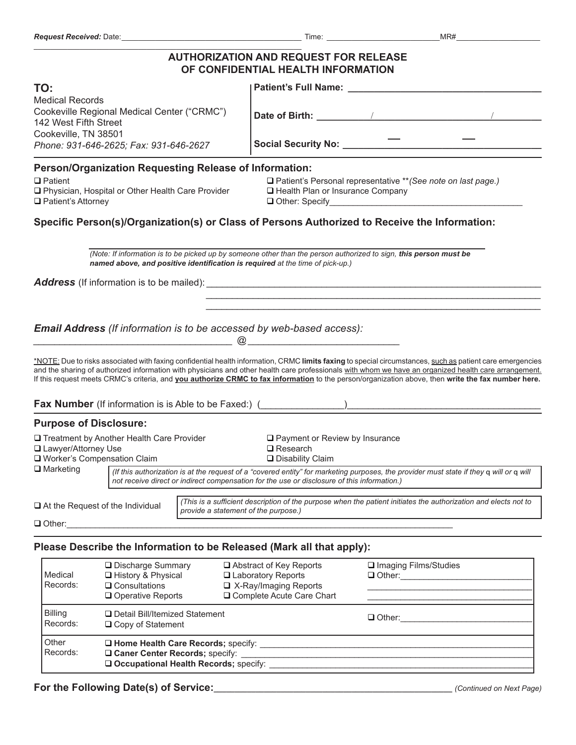*Request Received:* Date:\_\_\_\_\_\_\_\_\_\_\_\_\_\_\_\_\_\_\_\_ Time: \_\_\_\_\_\_\_\_\_\_\_\_\_\_ MR#\_\_\_\_\_\_\_\_\_\_\_\_

# AUTHORIZATION AND REQUEST FOR RELEASE OF CONFIDENTIAL HEALTH INFORMATION

| **TO:** | |
|---|---|
| Medical Records<br>Cookeville Regional Medical Center ("CRMC")<br>142 West Fifth Street<br>Cookeville, TN 38501<br>*Phone: 931-646-2625; Fax: 931-646-2627* | **Patient's Full Name:** \_\_\_\_\_\_\_\_\_\_\_\_\_\_\_\_\_\_\_\_<br><br>**Date of Birth:** \_\_\_\_\_/\_\_\_\_\_/\_\_\_\_\_<br><br>**Social Security No:** \_\_\_\_\_ — \_\_\_\_\_ — \_\_\_\_\_ |

## Person/Organization Requesting Release of Information:

- ❑ Patient
- ❑ Physician, Hospital or Other Health Care Provider
- ❑ Patient's Attorney
- ❑ Patient's Personal representative \*\**(See note on last page.)*
- ❑ Health Plan or Insurance Company
- ❑ Other: Specify\_\_\_\_\_\_\_\_\_\_\_\_\_\_\_\_\_\_\_\_

## Specific Person(s)/Organization(s) or Class of Persons Authorized to Receive the Information:

\_\_\_\_\_\_\_\_\_\_\_\_\_\_\_\_\_\_\_\_\_\_\_\_\_\_\_\_\_\_\_\_\_\_\_\_\_\_\_\_

*(Note: If information is to be picked up by someone other than the person authorized to sign,* ***this person must be named above, and positive identification is required*** *at the time of pick-up.)*

***Address*** (If information is to be mailed): \_\_\_\_\_\_\_\_\_\_\_\_\_\_\_\_\_\_\_\_\_\_\_\_\_\_\_\_\_\_\_\_\_\_\_\_\_\_\_\_

\_\_\_\_\_\_\_\_\_\_\_\_\_\_\_\_\_\_\_\_\_\_\_\_\_\_\_\_\_\_\_\_\_\_\_\_\_\_\_\_

\_\_\_\_\_\_\_\_\_\_\_\_\_\_\_\_\_\_\_\_\_\_\_\_\_\_\_\_\_\_\_\_\_\_\_\_\_\_\_\_

***Email Address*** *(If information is to be accessed by web-based access):*

\_\_\_\_\_\_\_\_\_\_\_\_\_\_\_\_\_\_\_\_ @ \_\_\_\_\_\_\_\_\_\_\_\_\_\_\_\_\_\_\_\_

\*NOTE: Due to risks associated with faxing confidential health information, CRMC **limits faxing** to special circumstances, such as patient care emergencies and the sharing of authorized information with physicians and other health care professionals with whom we have an organized health care arrangement. If this request meets CRMC's criteria, and **you authorize CRMC to fax information** to the person/organization above, then **write the fax number here.**

**Fax Number** (If information is is Able to be Faxed:) (\_\_\_\_\_\_\_\_)\_\_\_\_\_\_\_\_\_\_\_\_\_\_\_\_\_\_\_\_

## Purpose of Disclosure:

- ❑ Treatment by Another Health Care Provider
- ❑ Lawyer/Attorney Use
- ❑ Worker's Compensation Claim
- ❑ Payment or Review by Insurance
- ❑ Research
- ❑ Disability Claim
- ❑ Marketing *(If this authorization is at the request of a "covered entity" for marketing purposes, the provider must state if they ❑ will or ❑ will not receive direct or indirect compensation for the use or disclosure of this information.)*
- ❑ At the Request of the Individual *(This is a sufficient description of the purpose when the patient initiates the authorization and elects not to provide a statement of the purpose.)*
- ❑ Other:\_\_\_\_\_\_\_\_\_\_\_\_\_\_\_\_\_\_\_\_\_\_\_\_\_\_\_\_\_\_\_\_\_\_\_\_\_\_\_\_

## Please Describe the Information to be Released (Mark all that apply):

| | | | |
|---|---|---|---|
| Medical Records: | ❑ Discharge Summary<br>❑ History & Physical<br>❑ Consultations<br>❑ Operative Reports | ❑ Abstract of Key Reports<br>❑ Laboratory Reports<br>❑ X-Ray/Imaging Reports<br>❑ Complete Acute Care Chart | ❑ Imaging Films/Studies<br>❑ Other:\_\_\_\_\_\_\_\_\_\_\_\_\_\_ |
| Billing Records: | ❑ Detail Bill/Itemized Statement<br>❑ Copy of Statement | | ❑ Other:\_\_\_\_\_\_\_\_\_\_\_\_\_\_ |
| Other Records: | ❑ **Home Health Care Records;** specify: \_\_\_\_\_\_\_\_\_\_<br>❑ **Caner Center Records;** specify: \_\_\_\_\_\_\_\_\_\_<br>❑ **Occupational Health Records;** specify: \_\_\_\_\_\_\_\_\_\_ | | |

**For the Following Date(s) of Service:**\_\_\_\_\_\_\_\_\_\_\_\_\_\_\_\_\_\_\_\_ *(Continued on Next Page)*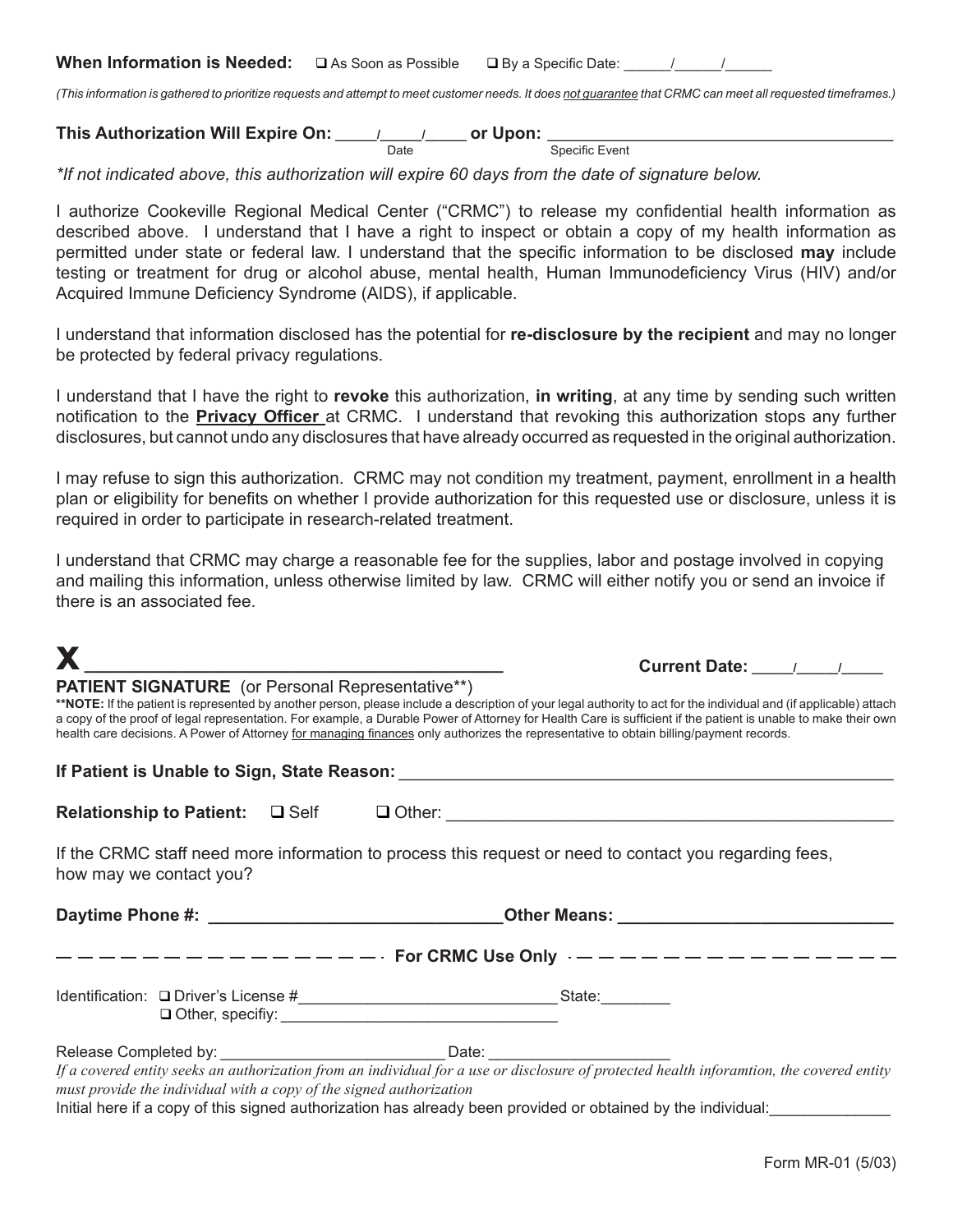**When Information is Needed:** ❑ As Soon as Possible ❑ By a Specific Date: ______/______/______

*(This information is gathered to prioritize requests and attempt to meet customer needs. It does not guarantee that CRMC can meet all requested timeframes.)*

**This Authorization Will Expire On:** _____/_____/_____ (Date) **or Upon:** ______________________________________ (Specific Event)

*\*If not indicated above, this authorization will expire 60 days from the date of signature below.*

I authorize Cookeville Regional Medical Center ("CRMC") to release my confidential health information as described above. I understand that I have a right to inspect or obtain a copy of my health information as permitted under state or federal law. I understand that the specific information to be disclosed **may** include testing or treatment for drug or alcohol abuse, mental health, Human Immunodeficiency Virus (HIV) and/or Acquired Immune Deficiency Syndrome (AIDS), if applicable.

I understand that information disclosed has the potential for **re-disclosure by the recipient** and may no longer be protected by federal privacy regulations.

I understand that I have the right to **revoke** this authorization, **in writing**, at any time by sending such written notification to the **Privacy Officer** at CRMC. I understand that revoking this authorization stops any further disclosures, but cannot undo any disclosures that have already occurred as requested in the original authorization.

I may refuse to sign this authorization. CRMC may not condition my treatment, payment, enrollment in a health plan or eligibility for benefits on whether I provide authorization for this requested use or disclosure, unless it is required in order to participate in research-related treatment.

I understand that CRMC may charge a reasonable fee for the supplies, labor and postage involved in copying and mailing this information, unless otherwise limited by law. CRMC will either notify you or send an invoice if there is an associated fee.

**X** ____________________________________________ **Current Date:** _____/_____/_____

**PATIENT SIGNATURE** (or Personal Representative\*\*)

**\*\*NOTE:** If the patient is represented by another person, please include a description of your legal authority to act for the individual and (if applicable) attach a copy of the proof of legal representation. For example, a Durable Power of Attorney for Health Care is sufficient if the patient is unable to make their own health care decisions. A Power of Attorney for managing finances only authorizes the representative to obtain billing/payment records.

**If Patient is Unable to Sign, State Reason:** ______________________________________________________

**Relationship to Patient:** ❑ Self ❑ Other: ______________________________________________

If the CRMC staff need more information to process this request or need to contact you regarding fees, how may we contact you?

**Daytime Phone #:** ______________________________ **Other Means:** ______________________________

— — — — — — — — — — — — — — — — **For CRMC Use Only** — — — — — — — — — — — — — — — —

Identification: ❑ Driver's License # ______________________________ State: ________
❑ Other, specifiy: ________________________________

Release Completed by: __________________________ Date: _____________________

*If a covered entity seeks an authorization from an individual for a use or disclosure of protected health inforamtion, the covered entity must provide the individual with a copy of the signed authorization*

Initial here if a copy of this signed authorization has already been provided or obtained by the individual: ______________

Form MR-01 (5/03)